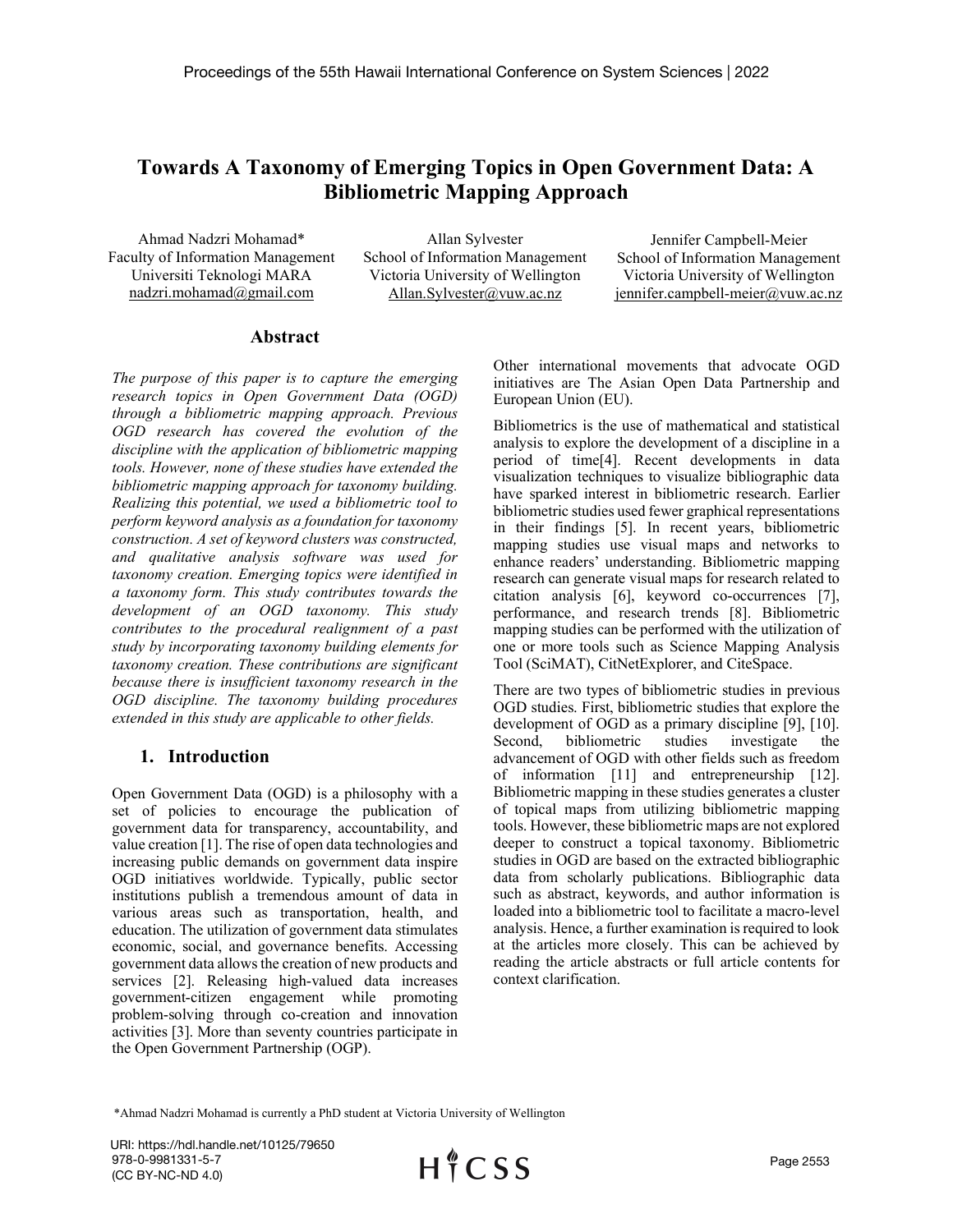# Towards A Taxonomy of Emerging Topics in Open Government Data: A Bibliometric Mapping Approach

Ahmad Nadzri Mohamad*
Faculty of Information Management
Universiti Teknologi MARA
nadzri.mohamad@gmail.com

Allan Sylvester
School of Information Management
Victoria University of Wellington
Allan.Sylvester@vuw.ac.nz

Jennifer Campbell-Meier
School of Information Management
Victoria University of Wellington
jennifer.campbell-meier@vuw.ac.nz

## Abstract

*The purpose of this paper is to capture the emerging research topics in Open Government Data (OGD) through a bibliometric mapping approach. Previous OGD research has covered the evolution of the discipline with the application of bibliometric mapping tools. However, none of these studies have extended the bibliometric mapping approach for taxonomy building. Realizing this potential, we used a bibliometric tool to perform keyword analysis as a foundation for taxonomy construction. A set of keyword clusters was constructed, and qualitative analysis software was used for taxonomy creation. Emerging topics were identified in a taxonomy form. This study contributes towards the development of an OGD taxonomy. This study contributes to the procedural realignment of a past study by incorporating taxonomy building elements for taxonomy creation. These contributions are significant because there is insufficient taxonomy research in the OGD discipline. The taxonomy building procedures extended in this study are applicable to other fields.*

## 1. Introduction

Open Government Data (OGD) is a philosophy with a set of policies to encourage the publication of government data for transparency, accountability, and value creation [1]. The rise of open data technologies and increasing public demands on government data inspire OGD initiatives worldwide. Typically, public sector institutions publish a tremendous amount of data in various areas such as transportation, health, and education. The utilization of government data stimulates economic, social, and governance benefits. Accessing government data allows the creation of new products and services [2]. Releasing high-valued data increases government-citizen engagement while promoting problem-solving through co-creation and innovation activities [3]. More than seventy countries participate in the Open Government Partnership (OGP). Other international movements that advocate OGD initiatives are The Asian Open Data Partnership and European Union (EU).

Bibliometrics is the use of mathematical and statistical analysis to explore the development of a discipline in a period of time[4]. Recent developments in data visualization techniques to visualize bibliographic data have sparked interest in bibliometric research. Earlier bibliometric studies used fewer graphical representations in their findings [5]. In recent years, bibliometric mapping studies use visual maps and networks to enhance readers' understanding. Bibliometric mapping research can generate visual maps for research related to citation analysis [6], keyword co-occurrences [7], performance, and research trends [8]. Bibliometric mapping studies can be performed with the utilization of one or more tools such as Science Mapping Analysis Tool (SciMAT), CitNetExplorer, and CiteSpace.

There are two types of bibliometric studies in previous OGD studies. First, bibliometric studies that explore the development of OGD as a primary discipline [9], [10]. Second, bibliometric studies investigate the advancement of OGD with other fields such as freedom of information [11] and entrepreneurship [12]. Bibliometric mapping in these studies generates a cluster of topical maps from utilizing bibliometric mapping tools. However, these bibliometric maps are not explored deeper to construct a topical taxonomy. Bibliometric studies in OGD are based on the extracted bibliographic data from scholarly publications. Bibliographic data such as abstract, keywords, and author information is loaded into a bibliometric tool to facilitate a macro-level analysis. Hence, a further examination is required to look at the articles more closely. This can be achieved by reading the article abstracts or full article contents for context clarification.

*Ahmad Nadzri Mohamad is currently a PhD student at Victoria University of Wellington

URI: https://hdl.handle.net/10125/79650
978-0-9981331-5-7
(CC BY-NC-ND 4.0)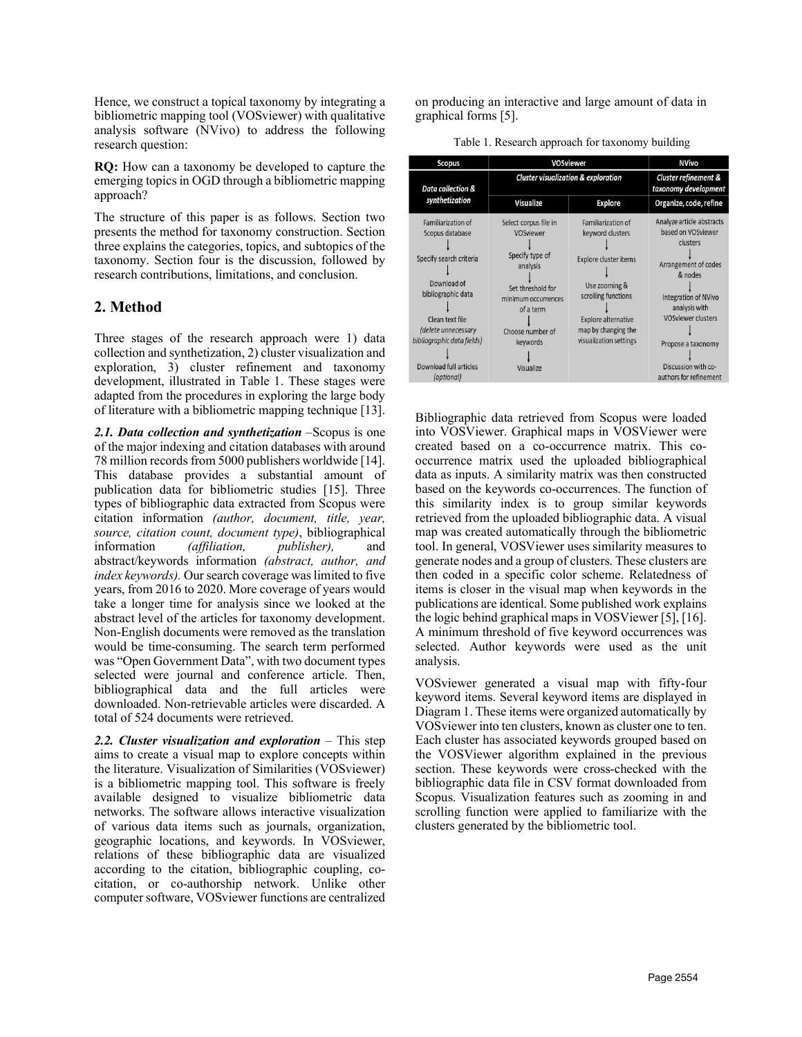Hence, we construct a topical taxonomy by integrating a bibliometric mapping tool (VOSviewer) with qualitative analysis software (NVivo) to address the following research question:

**RQ:** How can a taxonomy be developed to capture the emerging topics in OGD through a bibliometric mapping approach?

The structure of this paper is as follows. Section two presents the method for taxonomy construction. Section three explains the categories, topics, and subtopics of the taxonomy. Section four is the discussion, followed by research contributions, limitations, and conclusion.

## 2. Method

Three stages of the research approach were 1) data collection and synthetization, 2) cluster visualization and exploration, 3) cluster refinement and taxonomy development, illustrated in Table 1. These stages were adapted from the procedures in exploring the large body of literature with a bibliometric mapping technique [13].

***2.1. Data collection and synthetization*** –Scopus is one of the major indexing and citation databases with around 78 million records from 5000 publishers worldwide [14]. This database provides a substantial amount of publication data for bibliometric studies [15]. Three types of bibliographic data extracted from Scopus were citation information *(author, document, title, year, source, citation count, document type)*, bibliographical information *(affiliation, publisher),* and abstract/keywords information *(abstract, author, and index keywords).* Our search coverage was limited to five years, from 2016 to 2020. More coverage of years would take a longer time for analysis since we looked at the abstract level of the articles for taxonomy development. Non-English documents were removed as the translation would be time-consuming. The search term performed was "Open Government Data", with two document types selected were journal and conference article. Then, bibliographical data and the full articles were downloaded. Non-retrievable articles were discarded. A total of 524 documents were retrieved.

***2.2. Cluster visualization and exploration*** – This step aims to create a visual map to explore concepts within the literature. Visualization of Similarities (VOSviewer) is a bibliometric mapping tool. This software is freely available designed to visualize bibliometric data networks. The software allows interactive visualization of various data items such as journals, organization, geographic locations, and keywords. In VOSviewer, relations of these bibliographic data are visualized according to the citation, bibliographic coupling, co-citation, or co-authorship network. Unlike other computer software, VOSviewer functions are centralized on producing an interactive and large amount of data in graphical forms [5].

Table 1. Research approach for taxonomy building

| Scopus | VOSviewer | | NVivo |
|---|---|---|---|
| *Data collection & synthetization* | *Cluster visualization & exploration* | | *Cluster refinement & taxonomy development* |
| | Visualize | Explore | Organize, code, refine |
| Familiarization of Scopus database ↓ Specify search criteria ↓ Download of bibliographic data ↓ Clean text file *(delete unnecessary bibliographic data fields)* ↓ Download full articles *(optional)* | Select corpus file in VOSviewer ↓ Specify type of analysis ↓ Set threshold for minimum occurrences of a term ↓ Choose number of keywords ↓ Visualize | Familiarization of keyword clusters ↓ Explore cluster items ↓ Use zooming & scrolling functions ↓ Explore alternative map by changing the visualization settings | Analyze article abstracts based on VOSviewer clusters ↓ Arrangement of codes & nodes ↓ Integration of NVivo analysis with VOSviewer clusters ↓ Propose a taxonomy ↓ Discussion with co-authors for refinement |

Bibliographic data retrieved from Scopus were loaded into VOSViewer. Graphical maps in VOSViewer were created based on a co-occurrence matrix. This co-occurrence matrix used the uploaded bibliographical data as inputs. A similarity matrix was then constructed based on the keywords co-occurrences. The function of this similarity index is to group similar keywords retrieved from the uploaded bibliographic data. A visual map was created automatically through the bibliometric tool. In general, VOSViewer uses similarity measures to generate nodes and a group of clusters. These clusters are then coded in a specific color scheme. Relatedness of items is closer in the visual map when keywords in the publications are identical. Some published work explains the logic behind graphical maps in VOSViewer [5], [16]. A minimum threshold of five keyword occurrences was selected. Author keywords were used as the unit analysis.

VOSviewer generated a visual map with fifty-four keyword items. Several keyword items are displayed in Diagram 1. These items were organized automatically by VOSviewer into ten clusters, known as cluster one to ten. Each cluster has associated keywords grouped based on the VOSViewer algorithm explained in the previous section. These keywords were cross-checked with the bibliographic data file in CSV format downloaded from Scopus. Visualization features such as zooming in and scrolling function were applied to familiarize with the clusters generated by the bibliometric tool.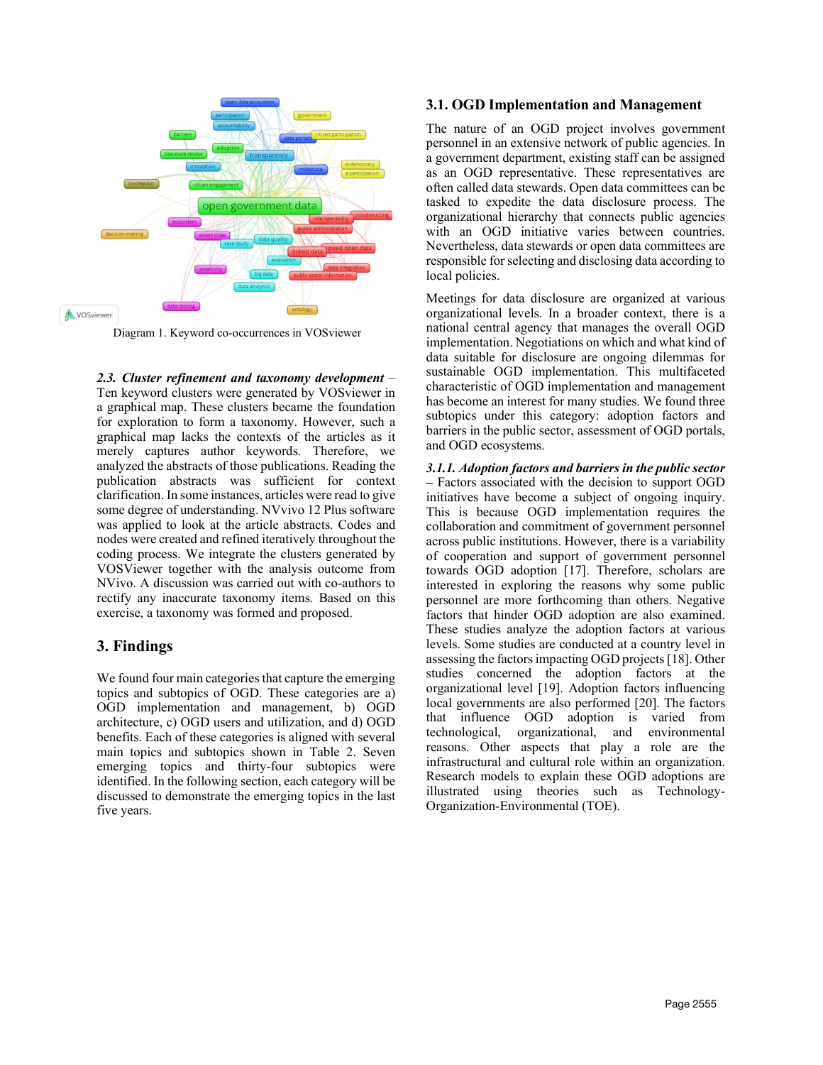Diagram 1. Keyword co-occurrences in VOSviewer

***2.3. Cluster refinement and taxonomy development*** – Ten keyword clusters were generated by VOSviewer in a graphical map. These clusters became the foundation for exploration to form a taxonomy. However, such a graphical map lacks the contexts of the articles as it merely captures author keywords. Therefore, we analyzed the abstracts of those publications. Reading the publication abstracts was sufficient for context clarification. In some instances, articles were read to give some degree of understanding. NVvivo 12 Plus software was applied to look at the article abstracts. Codes and nodes were created and refined iteratively throughout the coding process. We integrate the clusters generated by VOSViewer together with the analysis outcome from NVivo. A discussion was carried out with co-authors to rectify any inaccurate taxonomy items. Based on this exercise, a taxonomy was formed and proposed.

## 3. Findings

We found four main categories that capture the emerging topics and subtopics of OGD. These categories are a) OGD implementation and management, b) OGD architecture, c) OGD users and utilization, and d) OGD benefits. Each of these categories is aligned with several main topics and subtopics shown in Table 2. Seven emerging topics and thirty-four subtopics were identified. In the following section, each category will be discussed to demonstrate the emerging topics in the last five years.

### 3.1. OGD Implementation and Management

The nature of an OGD project involves government personnel in an extensive network of public agencies. In a government department, existing staff can be assigned as an OGD representative. These representatives are often called data stewards. Open data committees can be tasked to expedite the data disclosure process. The organizational hierarchy that connects public agencies with an OGD initiative varies between countries. Nevertheless, data stewards or open data committees are responsible for selecting and disclosing data according to local policies.

Meetings for data disclosure are organized at various organizational levels. In a broader context, there is a national central agency that manages the overall OGD implementation. Negotiations on which and what kind of data suitable for disclosure are ongoing dilemmas for sustainable OGD implementation. This multifaceted characteristic of OGD implementation and management has become an interest for many studies. We found three subtopics under this category: adoption factors and barriers in the public sector, assessment of OGD portals, and OGD ecosystems.

***3.1.1. Adoption factors and barriers in the public sector*** – Factors associated with the decision to support OGD initiatives have become a subject of ongoing inquiry. This is because OGD implementation requires the collaboration and commitment of government personnel across public institutions. However, there is a variability of cooperation and support of government personnel towards OGD adoption [17]. Therefore, scholars are interested in exploring the reasons why some public personnel are more forthcoming than others. Negative factors that hinder OGD adoption are also examined. These studies analyze the adoption factors at various levels. Some studies are conducted at a country level in assessing the factors impacting OGD projects [18]. Other studies concerned the adoption factors at the organizational level [19]. Adoption factors influencing local governments are also performed [20]. The factors that influence OGD adoption is varied from technological, organizational, and environmental reasons. Other aspects that play a role are the infrastructural and cultural role within an organization. Research models to explain these OGD adoptions are illustrated using theories such as Technology-Organization-Environmental (TOE).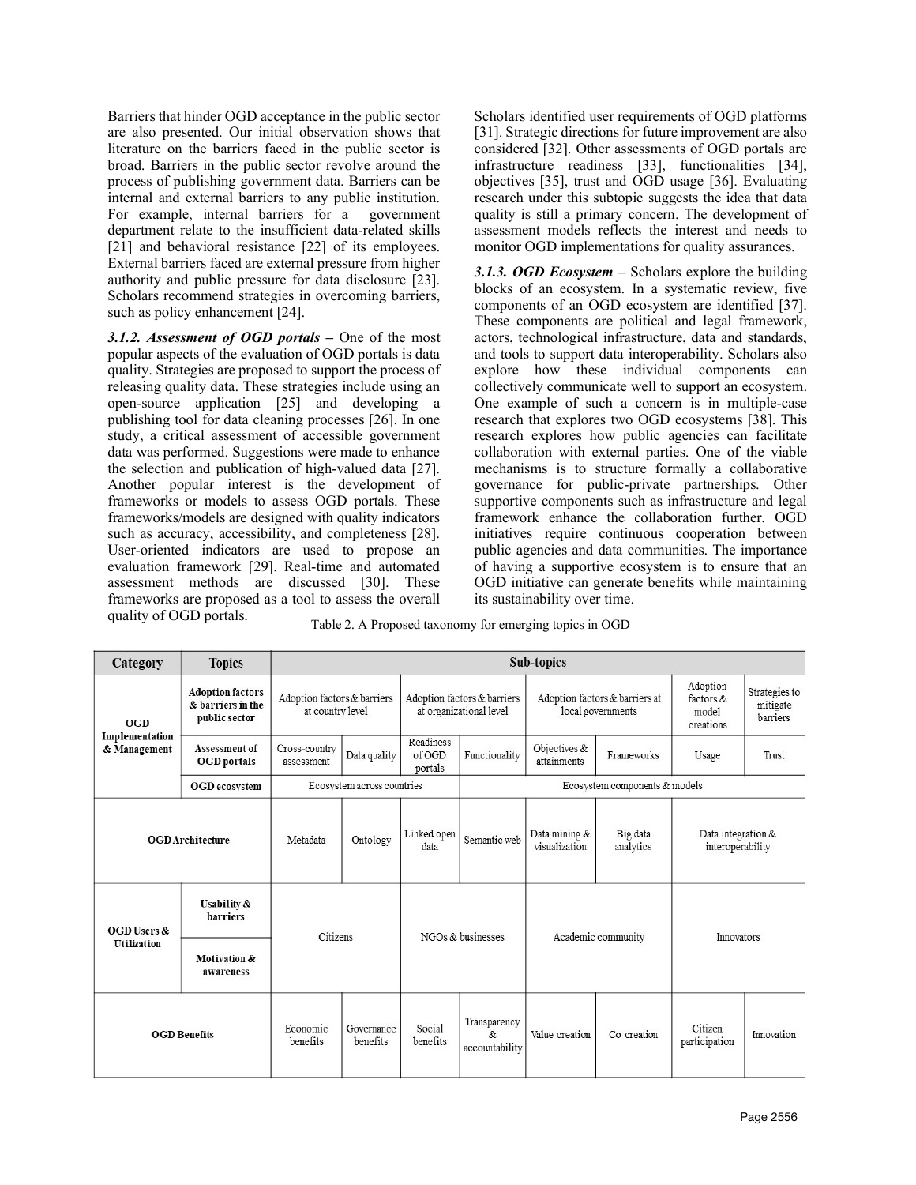Barriers that hinder OGD acceptance in the public sector are also presented. Our initial observation shows that literature on the barriers faced in the public sector is broad. Barriers in the public sector revolve around the process of publishing government data. Barriers can be internal and external barriers to any public institution. For example, internal barriers for a government department relate to the insufficient data-related skills [21] and behavioral resistance [22] of its employees. External barriers faced are external pressure from higher authority and public pressure for data disclosure [23]. Scholars recommend strategies in overcoming barriers, such as policy enhancement [24].

***3.1.2. Assessment of OGD portals*** – One of the most popular aspects of the evaluation of OGD portals is data quality. Strategies are proposed to support the process of releasing quality data. These strategies include using an open-source application [25] and developing a publishing tool for data cleaning processes [26]. In one study, a critical assessment of accessible government data was performed. Suggestions were made to enhance the selection and publication of high-valued data [27]. Another popular interest is the development of frameworks or models to assess OGD portals. These frameworks/models are designed with quality indicators such as accuracy, accessibility, and completeness [28]. User-oriented indicators are used to propose an evaluation framework [29]. Real-time and automated assessment methods are discussed [30]. These frameworks are proposed as a tool to assess the overall quality of OGD portals.

Scholars identified user requirements of OGD platforms [31]. Strategic directions for future improvement are also considered [32]. Other assessments of OGD portals are infrastructure readiness [33], functionalities [34], objectives [35], trust and OGD usage [36]. Evaluating research under this subtopic suggests the idea that data quality is still a primary concern. The development of assessment models reflects the interest and needs to monitor OGD implementations for quality assurances.

***3.1.3. OGD Ecosystem*** – Scholars explore the building blocks of an ecosystem. In a systematic review, five components of an OGD ecosystem are identified [37]. These components are political and legal framework, actors, technological infrastructure, data and standards, and tools to support data interoperability. Scholars also explore how these individual components can collectively communicate well to support an ecosystem. One example of such a concern is in multiple-case research that explores two OGD ecosystems [38]. This research explores how public agencies can facilitate collaboration with external parties. One of the viable mechanisms is to structure formally a collaborative governance for public-private partnerships. Other supportive components such as infrastructure and legal framework enhance the collaboration further. OGD initiatives require continuous cooperation between public agencies and data communities. The importance of having a supportive ecosystem is to ensure that an OGD initiative can generate benefits while maintaining its sustainability over time.

Table 2. A Proposed taxonomy for emerging topics in OGD

| Category | Topics | Sub-topics | | | | | | | |
|---|---|---|---|---|---|---|---|---|---|
| OGD Implementation & Management | Adoption factors & barriers in the public sector | Adoption factors & barriers at country level | | Adoption factors & barriers at organizational level | | Adoption factors & barriers at local governments | | Adoption factors & model creations | Strategies to mitigate barriers |
| | Assessment of OGD portals | Cross-country assessment | Data quality | Readiness of OGD portals | Functionality | Objectives & attainments | Frameworks | Usage | Trust |
| | OGD ecosystem | Ecosystem across countries | | | Ecosystem components & models | | | | |
| OGD Architecture | | Metadata | Ontology | Linked open data | Semantic web | Data mining & visualization | Big data analytics | Data integration & interoperability | |
| OGD Users & Utilization | Usability & barriers | Citizens | | NGOs & businesses | | Academic community | | Innovators | |
| | Motivation & awareness | | | | | | | | |
| OGD Benefits | | Economic benefits | Governance benefits | Social benefits | Transparency & accountability | Value creation | Co-creation | Citizen participation | Innovation |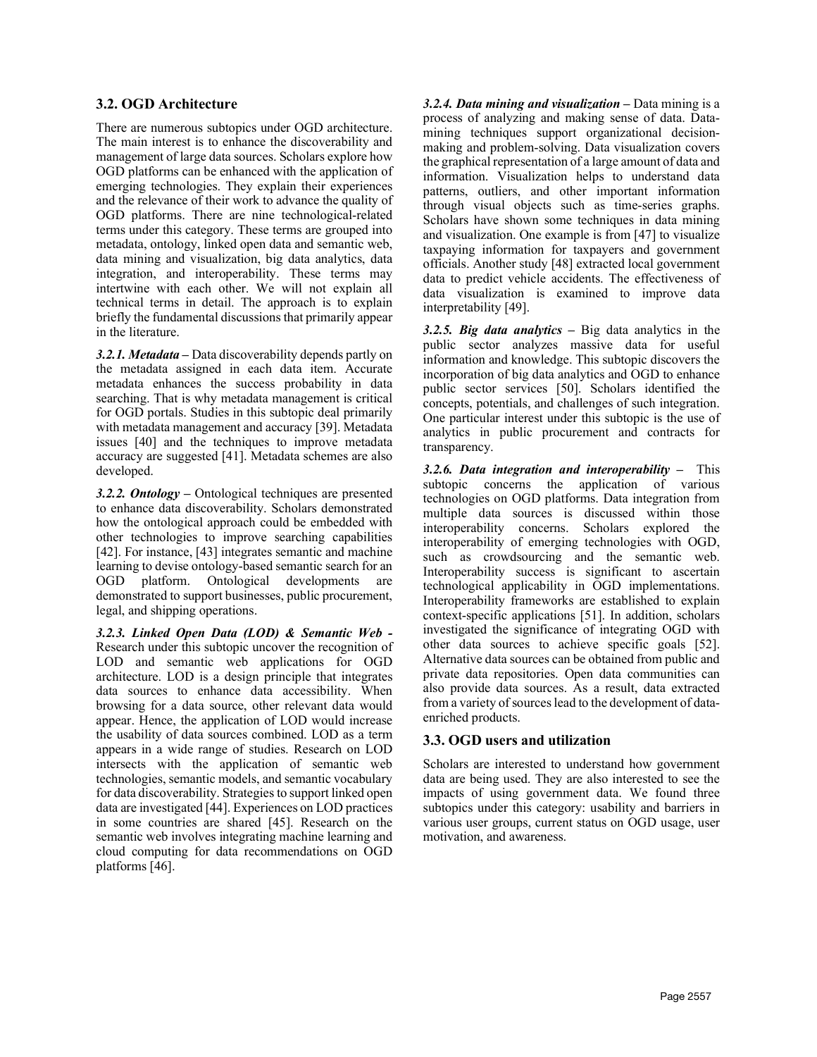## 3.2. OGD Architecture

There are numerous subtopics under OGD architecture. The main interest is to enhance the discoverability and management of large data sources. Scholars explore how OGD platforms can be enhanced with the application of emerging technologies. They explain their experiences and the relevance of their work to advance the quality of OGD platforms. There are nine technological-related terms under this category. These terms are grouped into metadata, ontology, linked open data and semantic web, data mining and visualization, big data analytics, data integration, and interoperability. These terms may intertwine with each other. We will not explain all technical terms in detail. The approach is to explain briefly the fundamental discussions that primarily appear in the literature.

***3.2.1. Metadata –*** Data discoverability depends partly on the metadata assigned in each data item. Accurate metadata enhances the success probability in data searching. That is why metadata management is critical for OGD portals. Studies in this subtopic deal primarily with metadata management and accuracy [39]. Metadata issues [40] and the techniques to improve metadata accuracy are suggested [41]. Metadata schemes are also developed.

***3.2.2. Ontology –*** Ontological techniques are presented to enhance data discoverability. Scholars demonstrated how the ontological approach could be embedded with other technologies to improve searching capabilities [42]. For instance, [43] integrates semantic and machine learning to devise ontology-based semantic search for an OGD platform. Ontological developments are demonstrated to support businesses, public procurement, legal, and shipping operations.

***3.2.3. Linked Open Data (LOD) & Semantic Web -*** Research under this subtopic uncover the recognition of LOD and semantic web applications for OGD architecture. LOD is a design principle that integrates data sources to enhance data accessibility. When browsing for a data source, other relevant data would appear. Hence, the application of LOD would increase the usability of data sources combined. LOD as a term appears in a wide range of studies. Research on LOD intersects with the application of semantic web technologies, semantic models, and semantic vocabulary for data discoverability. Strategies to support linked open data are investigated [44]. Experiences on LOD practices in some countries are shared [45]. Research on the semantic web involves integrating machine learning and cloud computing for data recommendations on OGD platforms [46].

***3.2.4. Data mining and visualization –*** Data mining is a process of analyzing and making sense of data. Data-mining techniques support organizational decision-making and problem-solving. Data visualization covers the graphical representation of a large amount of data and information. Visualization helps to understand data patterns, outliers, and other important information through visual objects such as time-series graphs. Scholars have shown some techniques in data mining and visualization. One example is from [47] to visualize taxpaying information for taxpayers and government officials. Another study [48] extracted local government data to predict vehicle accidents. The effectiveness of data visualization is examined to improve data interpretability [49].

***3.2.5. Big data analytics –*** Big data analytics in the public sector analyzes massive data for useful information and knowledge. This subtopic discovers the incorporation of big data analytics and OGD to enhance public sector services [50]. Scholars identified the concepts, potentials, and challenges of such integration. One particular interest under this subtopic is the use of analytics in public procurement and contracts for transparency.

***3.2.6. Data integration and interoperability –*** This subtopic concerns the application of various technologies on OGD platforms. Data integration from multiple data sources is discussed within those interoperability concerns. Scholars explored the interoperability of emerging technologies with OGD, such as crowdsourcing and the semantic web. Interoperability success is significant to ascertain technological applicability in OGD implementations. Interoperability frameworks are established to explain context-specific applications [51]. In addition, scholars investigated the significance of integrating OGD with other data sources to achieve specific goals [52]. Alternative data sources can be obtained from public and private data repositories. Open data communities can also provide data sources. As a result, data extracted from a variety of sources lead to the development of data-enriched products.

## 3.3. OGD users and utilization

Scholars are interested to understand how government data are being used. They are also interested to see the impacts of using government data. We found three subtopics under this category: usability and barriers in various user groups, current status on OGD usage, user motivation, and awareness.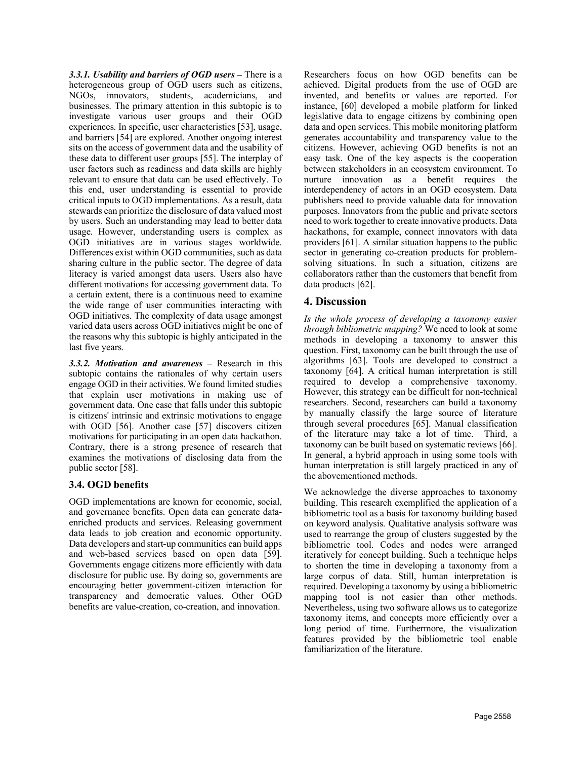***3.3.1. Usability and barriers of OGD users*** – There is a heterogeneous group of OGD users such as citizens, NGOs, innovators, students, academicians, and businesses. The primary attention in this subtopic is to investigate various user groups and their OGD experiences. In specific, user characteristics [53], usage, and barriers [54] are explored. Another ongoing interest sits on the access of government data and the usability of these data to different user groups [55]. The interplay of user factors such as readiness and data skills are highly relevant to ensure that data can be used effectively. To this end, user understanding is essential to provide critical inputs to OGD implementations. As a result, data stewards can prioritize the disclosure of data valued most by users. Such an understanding may lead to better data usage. However, understanding users is complex as OGD initiatives are in various stages worldwide. Differences exist within OGD communities, such as data sharing culture in the public sector. The degree of data literacy is varied amongst data users. Users also have different motivations for accessing government data. To a certain extent, there is a continuous need to examine the wide range of user communities interacting with OGD initiatives. The complexity of data usage amongst varied data users across OGD initiatives might be one of the reasons why this subtopic is highly anticipated in the last five years.

***3.3.2. Motivation and awareness*** – Research in this subtopic contains the rationales of why certain users engage OGD in their activities. We found limited studies that explain user motivations in making use of government data. One case that falls under this subtopic is citizens' intrinsic and extrinsic motivations to engage with OGD [56]. Another case [57] discovers citizen motivations for participating in an open data hackathon. Contrary, there is a strong presence of research that examines the motivations of disclosing data from the public sector [58].

### 3.4. OGD benefits

OGD implementations are known for economic, social, and governance benefits. Open data can generate data-enriched products and services. Releasing government data leads to job creation and economic opportunity. Data developers and start-up communities can build apps and web-based services based on open data [59]. Governments engage citizens more efficiently with data disclosure for public use. By doing so, governments are encouraging better government-citizen interaction for transparency and democratic values. Other OGD benefits are value-creation, co-creation, and innovation.

Researchers focus on how OGD benefits can be achieved. Digital products from the use of OGD are invented, and benefits or values are reported. For instance, [60] developed a mobile platform for linked legislative data to engage citizens by combining open data and open services. This mobile monitoring platform generates accountability and transparency value to the citizens. However, achieving OGD benefits is not an easy task. One of the key aspects is the cooperation between stakeholders in an ecosystem environment. To nurture innovation as a benefit requires the interdependency of actors in an OGD ecosystem. Data publishers need to provide valuable data for innovation purposes. Innovators from the public and private sectors need to work together to create innovative products. Data hackathons, for example, connect innovators with data providers [61]. A similar situation happens to the public sector in generating co-creation products for problem-solving situations. In such a situation, citizens are collaborators rather than the customers that benefit from data products [62].

## 4. Discussion

*Is the whole process of developing a taxonomy easier through bibliometric mapping?* We need to look at some methods in developing a taxonomy to answer this question. First, taxonomy can be built through the use of algorithms [63]. Tools are developed to construct a taxonomy [64]. A critical human interpretation is still required to develop a comprehensive taxonomy. However, this strategy can be difficult for non-technical researchers. Second, researchers can build a taxonomy by manually classify the large source of literature through several procedures [65]. Manual classification of the literature may take a lot of time. Third, a taxonomy can be built based on systematic reviews [66]. In general, a hybrid approach in using some tools with human interpretation is still largely practiced in any of the abovementioned methods.

We acknowledge the diverse approaches to taxonomy building. This research exemplified the application of a bibliometric tool as a basis for taxonomy building based on keyword analysis. Qualitative analysis software was used to rearrange the group of clusters suggested by the bibliometric tool. Codes and nodes were arranged iteratively for concept building. Such a technique helps to shorten the time in developing a taxonomy from a large corpus of data. Still, human interpretation is required. Developing a taxonomy by using a bibliometric mapping tool is not easier than other methods. Nevertheless, using two software allows us to categorize taxonomy items, and concepts more efficiently over a long period of time. Furthermore, the visualization features provided by the bibliometric tool enable familiarization of the literature.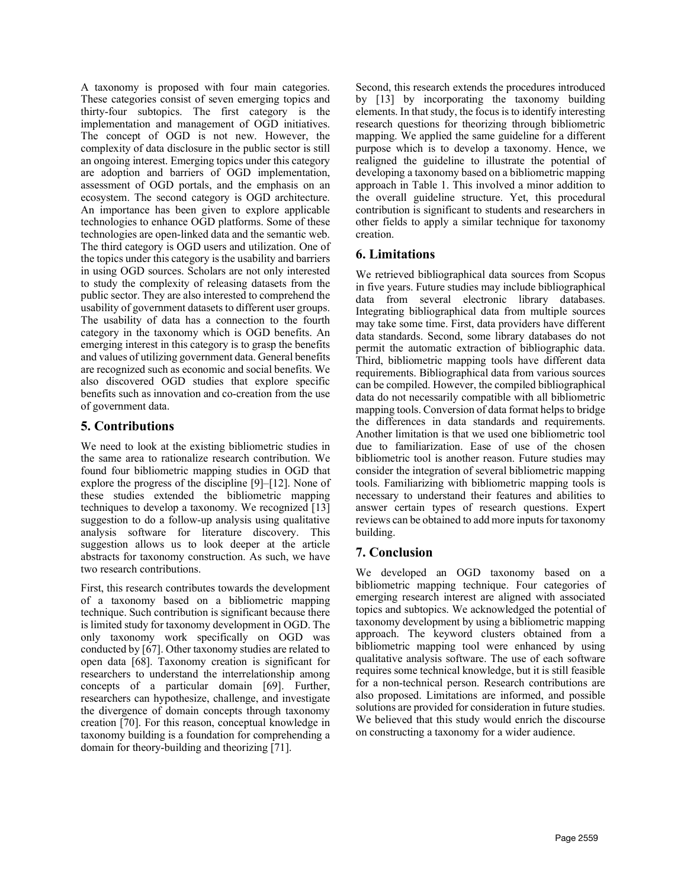A taxonomy is proposed with four main categories. These categories consist of seven emerging topics and thirty-four subtopics. The first category is the implementation and management of OGD initiatives. The concept of OGD is not new. However, the complexity of data disclosure in the public sector is still an ongoing interest. Emerging topics under this category are adoption and barriers of OGD implementation, assessment of OGD portals, and the emphasis on an ecosystem. The second category is OGD architecture. An importance has been given to explore applicable technologies to enhance OGD platforms. Some of these technologies are open-linked data and the semantic web. The third category is OGD users and utilization. One of the topics under this category is the usability and barriers in using OGD sources. Scholars are not only interested to study the complexity of releasing datasets from the public sector. They are also interested to comprehend the usability of government datasets to different user groups. The usability of data has a connection to the fourth category in the taxonomy which is OGD benefits. An emerging interest in this category is to grasp the benefits and values of utilizing government data. General benefits are recognized such as economic and social benefits. We also discovered OGD studies that explore specific benefits such as innovation and co-creation from the use of government data.

## 5. Contributions

We need to look at the existing bibliometric studies in the same area to rationalize research contribution. We found four bibliometric mapping studies in OGD that explore the progress of the discipline [9]–[12]. None of these studies extended the bibliometric mapping techniques to develop a taxonomy. We recognized [13] suggestion to do a follow-up analysis using qualitative analysis software for literature discovery. This suggestion allows us to look deeper at the article abstracts for taxonomy construction. As such, we have two research contributions.

First, this research contributes towards the development of a taxonomy based on a bibliometric mapping technique. Such contribution is significant because there is limited study for taxonomy development in OGD. The only taxonomy work specifically on OGD was conducted by [67]. Other taxonomy studies are related to open data [68]. Taxonomy creation is significant for researchers to understand the interrelationship among concepts of a particular domain [69]. Further, researchers can hypothesize, challenge, and investigate the divergence of domain concepts through taxonomy creation [70]. For this reason, conceptual knowledge in taxonomy building is a foundation for comprehending a domain for theory-building and theorizing [71].

Second, this research extends the procedures introduced by [13] by incorporating the taxonomy building elements. In that study, the focus is to identify interesting research questions for theorizing through bibliometric mapping. We applied the same guideline for a different purpose which is to develop a taxonomy. Hence, we realigned the guideline to illustrate the potential of developing a taxonomy based on a bibliometric mapping approach in Table 1. This involved a minor addition to the overall guideline structure. Yet, this procedural contribution is significant to students and researchers in other fields to apply a similar technique for taxonomy creation.

## 6. Limitations

We retrieved bibliographical data sources from Scopus in five years. Future studies may include bibliographical data from several electronic library databases. Integrating bibliographical data from multiple sources may take some time. First, data providers have different data standards. Second, some library databases do not permit the automatic extraction of bibliographic data. Third, bibliometric mapping tools have different data requirements. Bibliographical data from various sources can be compiled. However, the compiled bibliographical data do not necessarily compatible with all bibliometric mapping tools. Conversion of data format helps to bridge the differences in data standards and requirements. Another limitation is that we used one bibliometric tool due to familiarization. Ease of use of the chosen bibliometric tool is another reason. Future studies may consider the integration of several bibliometric mapping tools. Familiarizing with bibliometric mapping tools is necessary to understand their features and abilities to answer certain types of research questions. Expert reviews can be obtained to add more inputs for taxonomy building.

## 7. Conclusion

We developed an OGD taxonomy based on a bibliometric mapping technique. Four categories of emerging research interest are aligned with associated topics and subtopics. We acknowledged the potential of taxonomy development by using a bibliometric mapping approach. The keyword clusters obtained from a bibliometric mapping tool were enhanced by using qualitative analysis software. The use of each software requires some technical knowledge, but it is still feasible for a non-technical person. Research contributions are also proposed. Limitations are informed, and possible solutions are provided for consideration in future studies. We believed that this study would enrich the discourse on constructing a taxonomy for a wider audience.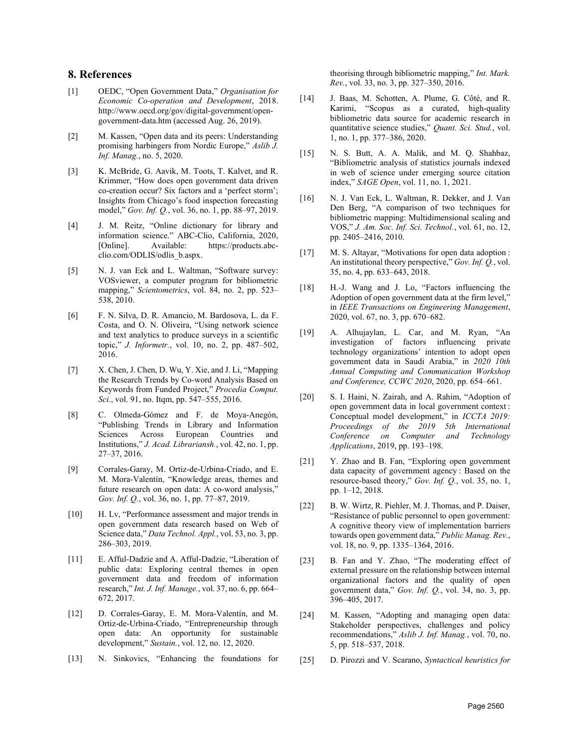## 8. References

[1] OEDC, "Open Government Data," *Organisation for Economic Co-operation and Development*, 2018. http://www.oecd.org/gov/digital-government/open-government-data.htm (accessed Aug. 26, 2019).

[2] M. Kassen, "Open data and its peers: Understanding promising harbingers from Nordic Europe," *Aslib J. Inf. Manag.*, no. 5, 2020.

[3] K. McBride, G. Aavik, M. Toots, T. Kalvet, and R. Krimmer, "How does open government data driven co-creation occur? Six factors and a 'perfect storm'; Insights from Chicago's food inspection forecasting model," *Gov. Inf. Q.*, vol. 36, no. 1, pp. 88–97, 2019.

[4] J. M. Reitz, "Online dictionary for library and information science." ABC-Clio, California, 2020, [Online]. Available: https://products.abc-clio.com/ODLIS/odlis_b.aspx.

[5] N. J. van Eck and L. Waltman, "Software survey: VOSviewer, a computer program for bibliometric mapping," *Scientometrics*, vol. 84, no. 2, pp. 523–538, 2010.

[6] F. N. Silva, D. R. Amancio, M. Bardosova, L. da F. Costa, and O. N. Oliveira, "Using network science and text analytics to produce surveys in a scientific topic," *J. Informetr.*, vol. 10, no. 2, pp. 487–502, 2016.

[7] X. Chen, J. Chen, D. Wu, Y. Xie, and J. Li, "Mapping the Research Trends by Co-word Analysis Based on Keywords from Funded Project," *Procedia Comput. Sci.*, vol. 91, no. Itqm, pp. 547–555, 2016.

[8] C. Olmeda-Gómez and F. de Moya-Anegón, "Publishing Trends in Library and Information Sciences Across European Countries and Institutions," *J. Acad. Librariansh.*, vol. 42, no. 1, pp. 27–37, 2016.

[9] Corrales-Garay, M. Ortiz-de-Urbina-Criado, and E. M. Mora-Valentín, "Knowledge areas, themes and future research on open data: A co-word analysis," *Gov. Inf. Q.*, vol. 36, no. 1, pp. 77–87, 2019.

[10] H. Lv, "Performance assessment and major trends in open government data research based on Web of Science data," *Data Technol. Appl.*, vol. 53, no. 3, pp. 286–303, 2019.

[11] E. Afful-Dadzie and A. Afful-Dadzie, "Liberation of public data: Exploring central themes in open government data and freedom of information research," *Int. J. Inf. Manage.*, vol. 37, no. 6, pp. 664–672, 2017.

[12] D. Corrales-Garay, E. M. Mora-Valentín, and M. Ortiz-de-Urbina-Criado, "Entrepreneurship through open data: An opportunity for sustainable development," *Sustain.*, vol. 12, no. 12, 2020.

[13] N. Sinkovics, "Enhancing the foundations for theorising through bibliometric mapping," *Int. Mark. Rev.*, vol. 33, no. 3, pp. 327–350, 2016.

[14] J. Baas, M. Schotten, A. Plume, G. Côté, and R. Karimi, "Scopus as a curated, high-quality bibliometric data source for academic research in quantitative science studies," *Quant. Sci. Stud.*, vol. 1, no. 1, pp. 377–386, 2020.

[15] N. S. Butt, A. A. Malik, and M. Q. Shahbaz, "Bibliometric analysis of statistics journals indexed in web of science under emerging source citation index," *SAGE Open*, vol. 11, no. 1, 2021.

[16] N. J. Van Eck, L. Waltman, R. Dekker, and J. Van Den Berg, "A comparison of two techniques for bibliometric mapping: Multidimensional scaling and VOS," *J. Am. Soc. Inf. Sci. Technol.*, vol. 61, no. 12, pp. 2405–2416, 2010.

[17] M. S. Altayar, "Motivations for open data adoption : An institutional theory perspective," *Gov. Inf. Q.*, vol. 35, no. 4, pp. 633–643, 2018.

[18] H.-J. Wang and J. Lo, "Factors influencing the Adoption of open government data at the firm level," in *IEEE Transactions on Engineering Management*, 2020, vol. 67, no. 3, pp. 670–682.

[19] A. Alhujaylan, L. Car, and M. Ryan, "An investigation of factors influencing private technology organizations' intention to adopt open government data in Saudi Arabia," in *2020 10th Annual Computing and Communication Workshop and Conference, CCWC 2020*, 2020, pp. 654–661.

[20] S. I. Haini, N. Zairah, and A. Rahim, "Adoption of open government data in local government context : Conceptual model development," in *ICCTA 2019: Proceedings of the 2019 5th International Conference on Computer and Technology Applications*, 2019, pp. 193–198.

[21] Y. Zhao and B. Fan, "Exploring open government data capacity of government agency : Based on the resource-based theory," *Gov. Inf. Q.*, vol. 35, no. 1, pp. 1–12, 2018.

[22] B. W. Wirtz, R. Piehler, M. J. Thomas, and P. Daiser, "Resistance of public personnel to open government: A cognitive theory view of implementation barriers towards open government data," *Public Manag. Rev.*, vol. 18, no. 9, pp. 1335–1364, 2016.

[23] B. Fan and Y. Zhao, "The moderating effect of external pressure on the relationship between internal organizational factors and the quality of open government data," *Gov. Inf. Q.*, vol. 34, no. 3, pp. 396–405, 2017.

[24] M. Kassen, "Adopting and managing open data: Stakeholder perspectives, challenges and policy recommendations," *Aslib J. Inf. Manag.*, vol. 70, no. 5, pp. 518–537, 2018.

[25] D. Pirozzi and V. Scarano, *Syntactical heuristics for*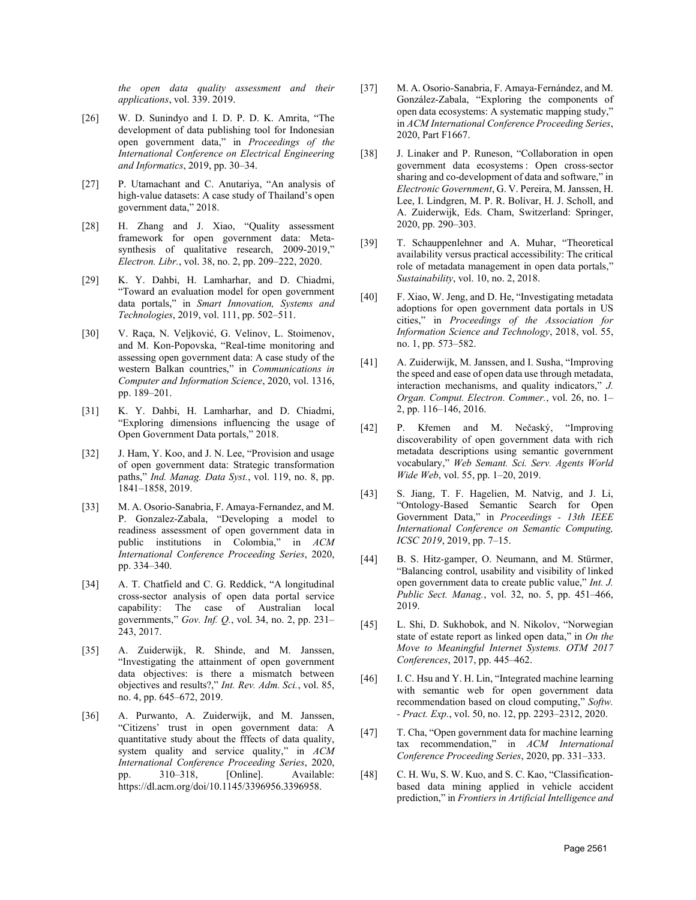*the open data quality assessment and their applications*, vol. 339. 2019.

[26] W. D. Sunindyo and I. D. P. D. K. Amrita, "The development of data publishing tool for Indonesian open government data," in *Proceedings of the International Conference on Electrical Engineering and Informatics*, 2019, pp. 30–34.

[27] P. Utamachant and C. Anutariya, "An analysis of high-value datasets: A case study of Thailand's open government data," 2018.

[28] H. Zhang and J. Xiao, "Quality assessment framework for open government data: Meta-synthesis of qualitative research, 2009-2019," *Electron. Libr.*, vol. 38, no. 2, pp. 209–222, 2020.

[29] K. Y. Dahbi, H. Lamharhar, and D. Chiadmi, "Toward an evaluation model for open government data portals," in *Smart Innovation, Systems and Technologies*, 2019, vol. 111, pp. 502–511.

[30] V. Raça, N. Veljković, G. Velinov, L. Stoimenov, and M. Kon-Popovska, "Real-time monitoring and assessing open government data: A case study of the western Balkan countries," in *Communications in Computer and Information Science*, 2020, vol. 1316, pp. 189–201.

[31] K. Y. Dahbi, H. Lamharhar, and D. Chiadmi, "Exploring dimensions influencing the usage of Open Government Data portals," 2018.

[32] J. Ham, Y. Koo, and J. N. Lee, "Provision and usage of open government data: Strategic transformation paths," *Ind. Manag. Data Syst.*, vol. 119, no. 8, pp. 1841–1858, 2019.

[33] M. A. Osorio-Sanabria, F. Amaya-Fernandez, and M. P. Gonzalez-Zabala, "Developing a model to readiness assessment of open government data in public institutions in Colombia," in *ACM International Conference Proceeding Series*, 2020, pp. 334–340.

[34] A. T. Chatfield and C. G. Reddick, "A longitudinal cross-sector analysis of open data portal service capability: The case of Australian local governments," *Gov. Inf. Q.*, vol. 34, no. 2, pp. 231–243, 2017.

[35] A. Zuiderwijk, R. Shinde, and M. Janssen, "Investigating the attainment of open government data objectives: is there a mismatch between objectives and results?," *Int. Rev. Adm. Sci.*, vol. 85, no. 4, pp. 645–672, 2019.

[36] A. Purwanto, A. Zuiderwijk, and M. Janssen, "Citizens' trust in open government data: A quantitative study about the fffects of data quality, system quality and service quality," in *ACM International Conference Proceeding Series*, 2020, pp. 310–318, [Online]. Available: https://dl.acm.org/doi/10.1145/3396956.3396958.

[37] M. A. Osorio-Sanabria, F. Amaya-Fernández, and M. González-Zabala, "Exploring the components of open data ecosystems: A systematic mapping study," in *ACM International Conference Proceeding Series*, 2020, Part F1667.

[38] J. Linaker and P. Runeson, "Collaboration in open government data ecosystems : Open cross-sector sharing and co-development of data and software," in *Electronic Government*, G. V. Pereira, M. Janssen, H. Lee, I. Lindgren, M. P. R. Bolívar, H. J. Scholl, and A. Zuiderwijk, Eds. Cham, Switzerland: Springer, 2020, pp. 290–303.

[39] T. Schauppenlehner and A. Muhar, "Theoretical availability versus practical accessibility: The critical role of metadata management in open data portals," *Sustainability*, vol. 10, no. 2, 2018.

[40] F. Xiao, W. Jeng, and D. He, "Investigating metadata adoptions for open government data portals in US cities," in *Proceedings of the Association for Information Science and Technology*, 2018, vol. 55, no. 1, pp. 573–582.

[41] A. Zuiderwijk, M. Janssen, and I. Susha, "Improving the speed and ease of open data use through metadata, interaction mechanisms, and quality indicators," *J. Organ. Comput. Electron. Commer.*, vol. 26, no. 1–2, pp. 116–146, 2016.

[42] P. Křemen and M. Nečaský, "Improving discoverability of open government data with rich metadata descriptions using semantic government vocabulary," *Web Semant. Sci. Serv. Agents World Wide Web*, vol. 55, pp. 1–20, 2019.

[43] S. Jiang, T. F. Hagelien, M. Natvig, and J. Li, "Ontology-Based Semantic Search for Open Government Data," in *Proceedings - 13th IEEE International Conference on Semantic Computing, ICSC 2019*, 2019, pp. 7–15.

[44] B. S. Hitz-gamper, O. Neumann, and M. Stürmer, "Balancing control, usability and visibility of linked open government data to create public value," *Int. J. Public Sect. Manag.*, vol. 32, no. 5, pp. 451–466, 2019.

[45] L. Shi, D. Sukhobok, and N. Nikolov, "Norwegian state of estate report as linked open data," in *On the Move to Meaningful Internet Systems. OTM 2017 Conferences*, 2017, pp. 445–462.

[46] I. C. Hsu and Y. H. Lin, "Integrated machine learning with semantic web for open government data recommendation based on cloud computing," *Softw. - Pract. Exp.*, vol. 50, no. 12, pp. 2293–2312, 2020.

[47] T. Cha, "Open government data for machine learning tax recommendation," in *ACM International Conference Proceeding Series*, 2020, pp. 331–333.

[48] C. H. Wu, S. W. Kuo, and S. C. Kao, "Classification-based data mining applied in vehicle accident prediction," in *Frontiers in Artificial Intelligence and*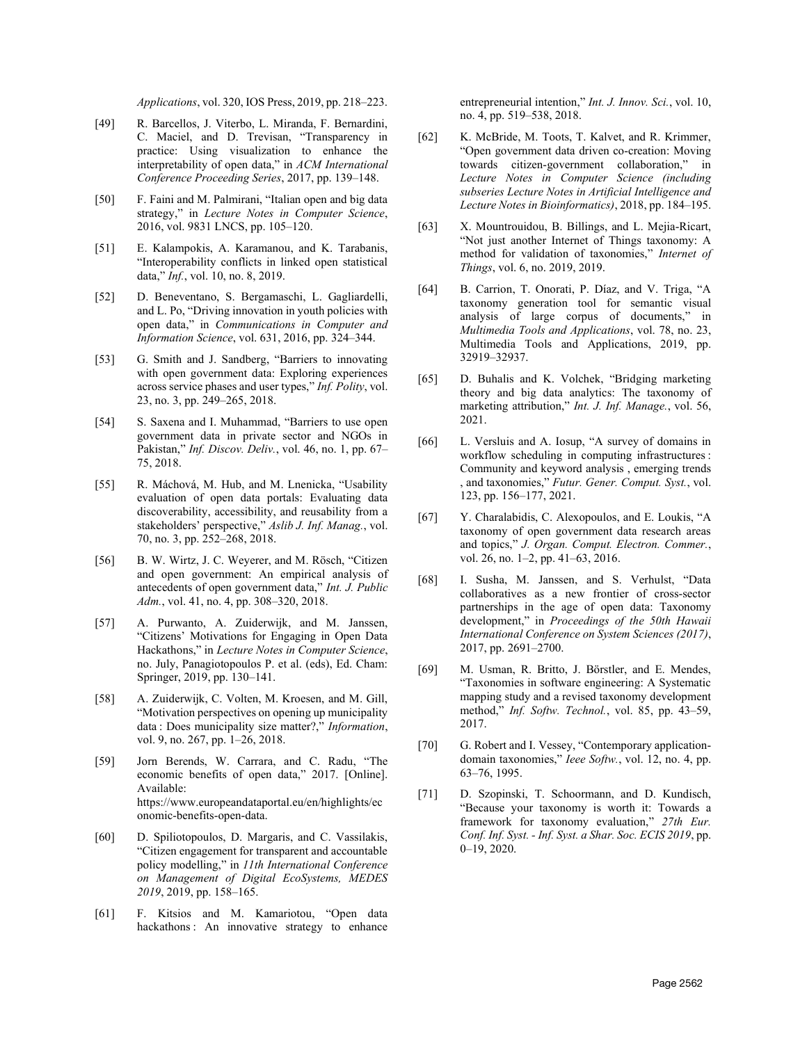*Applications*, vol. 320, IOS Press, 2019, pp. 218–223.

[49] R. Barcellos, J. Viterbo, L. Miranda, F. Bernardini, C. Maciel, and D. Trevisan, "Transparency in practice: Using visualization to enhance the interpretability of open data," in *ACM International Conference Proceeding Series*, 2017, pp. 139–148.

[50] F. Faini and M. Palmirani, "Italian open and big data strategy," in *Lecture Notes in Computer Science*, 2016, vol. 9831 LNCS, pp. 105–120.

[51] E. Kalampokis, A. Karamanou, and K. Tarabanis, "Interoperability conflicts in linked open statistical data," *Inf.*, vol. 10, no. 8, 2019.

[52] D. Beneventano, S. Bergamaschi, L. Gagliardelli, and L. Po, "Driving innovation in youth policies with open data," in *Communications in Computer and Information Science*, vol. 631, 2016, pp. 324–344.

[53] G. Smith and J. Sandberg, "Barriers to innovating with open government data: Exploring experiences across service phases and user types," *Inf. Polity*, vol. 23, no. 3, pp. 249–265, 2018.

[54] S. Saxena and I. Muhammad, "Barriers to use open government data in private sector and NGOs in Pakistan," *Inf. Discov. Deliv.*, vol. 46, no. 1, pp. 67–75, 2018.

[55] R. Máchová, M. Hub, and M. Lnenicka, "Usability evaluation of open data portals: Evaluating data discoverability, accessibility, and reusability from a stakeholders' perspective," *Aslib J. Inf. Manag.*, vol. 70, no. 3, pp. 252–268, 2018.

[56] B. W. Wirtz, J. C. Weyerer, and M. Rösch, "Citizen and open government: An empirical analysis of antecedents of open government data," *Int. J. Public Adm.*, vol. 41, no. 4, pp. 308–320, 2018.

[57] A. Purwanto, A. Zuiderwijk, and M. Janssen, "Citizens' Motivations for Engaging in Open Data Hackathons," in *Lecture Notes in Computer Science*, no. July, Panagiotopoulos P. et al. (eds), Ed. Cham: Springer, 2019, pp. 130–141.

[58] A. Zuiderwijk, C. Volten, M. Kroesen, and M. Gill, "Motivation perspectives on opening up municipality data : Does municipality size matter?," *Information*, vol. 9, no. 267, pp. 1–26, 2018.

[59] Jorn Berends, W. Carrara, and C. Radu, "The economic benefits of open data," 2017. [Online]. Available: https://www.europeandataportal.eu/en/highlights/economic-benefits-open-data.

[60] D. Spiliotopoulos, D. Margaris, and C. Vassilakis, "Citizen engagement for transparent and accountable policy modelling," in *11th International Conference on Management of Digital EcoSystems, MEDES 2019*, 2019, pp. 158–165.

[61] F. Kitsios and M. Kamariotou, "Open data hackathons : An innovative strategy to enhance entrepreneurial intention," *Int. J. Innov. Sci.*, vol. 10, no. 4, pp. 519–538, 2018.

[62] K. McBride, M. Toots, T. Kalvet, and R. Krimmer, "Open government data driven co-creation: Moving towards citizen-government collaboration," in *Lecture Notes in Computer Science (including subseries Lecture Notes in Artificial Intelligence and Lecture Notes in Bioinformatics)*, 2018, pp. 184–195.

[63] X. Mountrouidou, B. Billings, and L. Mejia-Ricart, "Not just another Internet of Things taxonomy: A method for validation of taxonomies," *Internet of Things*, vol. 6, no. 2019, 2019.

[64] B. Carrion, T. Onorati, P. Díaz, and V. Triga, "A taxonomy generation tool for semantic visual analysis of large corpus of documents," in *Multimedia Tools and Applications*, vol. 78, no. 23, Multimedia Tools and Applications, 2019, pp. 32919–32937.

[65] D. Buhalis and K. Volchek, "Bridging marketing theory and big data analytics: The taxonomy of marketing attribution," *Int. J. Inf. Manage.*, vol. 56, 2021.

[66] L. Versluis and A. Iosup, "A survey of domains in workflow scheduling in computing infrastructures : Community and keyword analysis , emerging trends , and taxonomies," *Futur. Gener. Comput. Syst.*, vol. 123, pp. 156–177, 2021.

[67] Y. Charalabidis, C. Alexopoulos, and E. Loukis, "A taxonomy of open government data research areas and topics," *J. Organ. Comput. Electron. Commer.*, vol. 26, no. 1–2, pp. 41–63, 2016.

[68] I. Susha, M. Janssen, and S. Verhulst, "Data collaboratives as a new frontier of cross-sector partnerships in the age of open data: Taxonomy development," in *Proceedings of the 50th Hawaii International Conference on System Sciences (2017)*, 2017, pp. 2691–2700.

[69] M. Usman, R. Britto, J. Börstler, and E. Mendes, "Taxonomies in software engineering: A Systematic mapping study and a revised taxonomy development method," *Inf. Softw. Technol.*, vol. 85, pp. 43–59, 2017.

[70] G. Robert and I. Vessey, "Contemporary application-domain taxonomies," *Ieee Softw.*, vol. 12, no. 4, pp. 63–76, 1995.

[71] D. Szopinski, T. Schoormann, and D. Kundisch, "Because your taxonomy is worth it: Towards a framework for taxonomy evaluation," *27th Eur. Conf. Inf. Syst. - Inf. Syst. a Shar. Soc. ECIS 2019*, pp. 0–19, 2020.